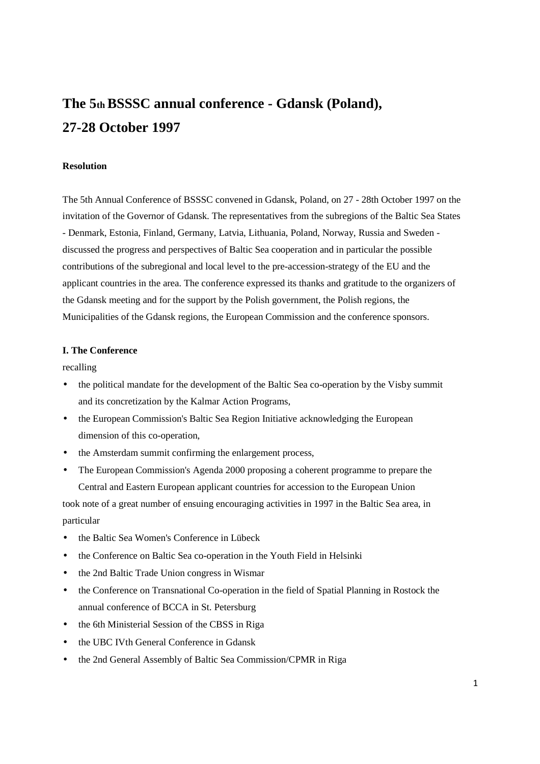# The 5th BSSSC annual conference - Gdansk (Poland), 27-28 October 1997

**Resolution**

The 5th Annual Conference of BSSSC convened in Gdansk, Poland, on 27 - 28th October 1997 on the invitation of the Governor of Gdansk. The representatives from the subregions of the Baltic Sea States - Denmark, Estonia, Finland, Germany, Latvia, Lithuania, Poland, Norway, Russia and Sweden - discussed the progress and perspectives of Baltic Sea cooperation and in particular the possible contributions of the subregional and local level to the pre-accession-strategy of the EU and the applicant countries in the area. The conference expressed its thanks and gratitude to the organizers of the Gdansk meeting and for the support by the Polish government, the Polish regions, the Municipalities of the Gdansk regions, the European Commission and the conference sponsors.

**I. The Conference**

recalling

- the political mandate for the development of the Baltic Sea co-operation by the Visby summit and its concretization by the Kalmar Action Programs,
- the European Commission's Baltic Sea Region Initiative acknowledging the European dimension of this co-operation,
- the Amsterdam summit confirming the enlargement process,
- The European Commission's Agenda 2000 proposing a coherent programme to prepare the Central and Eastern European applicant countries for accession to the European Union

took note of a great number of ensuing encouraging activities in 1997 in the Baltic Sea area, in particular

- the Baltic Sea Women's Conference in Lübeck
- the Conference on Baltic Sea co-operation in the Youth Field in Helsinki
- the 2nd Baltic Trade Union congress in Wismar
- the Conference on Transnational Co-operation in the field of Spatial Planning in Rostock the annual conference of BCCA in St. Petersburg
- the 6th Ministerial Session of the CBSS in Riga
- the UBC IVth General Conference in Gdansk
- the 2nd General Assembly of Baltic Sea Commission/CPMR in Riga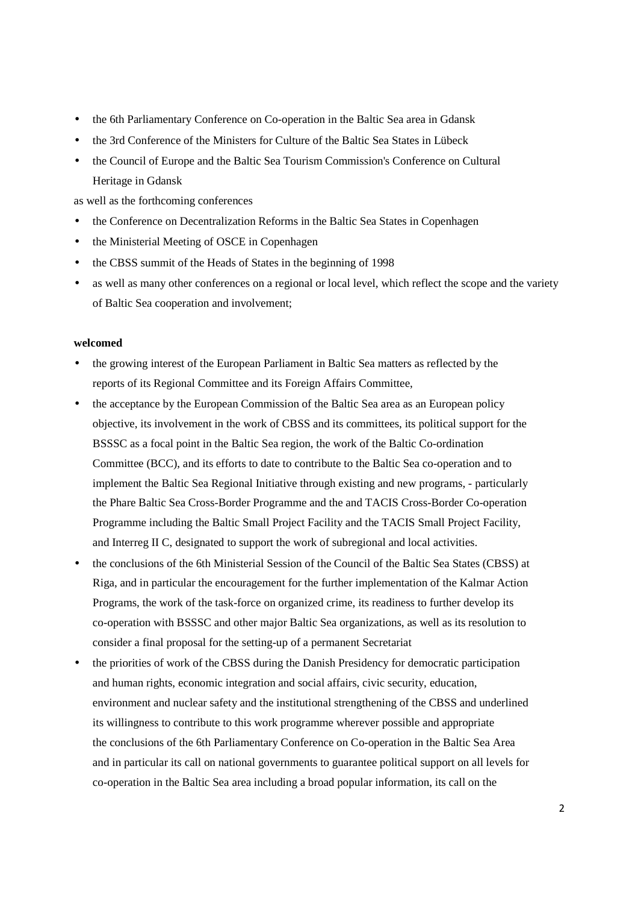- the 6th Parliamentary Conference on Co-operation in the Baltic Sea area in Gdansk
- the 3rd Conference of the Ministers for Culture of the Baltic Sea States in Lübeck
- the Council of Europe and the Baltic Sea Tourism Commission's Conference on Cultural Heritage in Gdansk

as well as the forthcoming conferences

- the Conference on Decentralization Reforms in the Baltic Sea States in Copenhagen
- the Ministerial Meeting of OSCE in Copenhagen
- the CBSS summit of the Heads of States in the beginning of 1998
- as well as many other conferences on a regional or local level, which reflect the scope and the variety of Baltic Sea cooperation and involvement;

**welcomed**

- the growing interest of the European Parliament in Baltic Sea matters as reflected by the reports of its Regional Committee and its Foreign Affairs Committee,
- the acceptance by the European Commission of the Baltic Sea area as an European policy objective, its involvement in the work of CBSS and its committees, its political support for the BSSSC as a focal point in the Baltic Sea region, the work of the Baltic Co-ordination Committee (BCC), and its efforts to date to contribute to the Baltic Sea co-operation and to implement the Baltic Sea Regional Initiative through existing and new programs, - particularly the Phare Baltic Sea Cross-Border Programme and the and TACIS Cross-Border Co-operation Programme including the Baltic Small Project Facility and the TACIS Small Project Facility, and Interreg II C, designated to support the work of subregional and local activities.
- the conclusions of the 6th Ministerial Session of the Council of the Baltic Sea States (CBSS) at Riga, and in particular the encouragement for the further implementation of the Kalmar Action Programs, the work of the task-force on organized crime, its readiness to further develop its co-operation with BSSSC and other major Baltic Sea organizations, as well as its resolution to consider a final proposal for the setting-up of a permanent Secretariat
- the priorities of work of the CBSS during the Danish Presidency for democratic participation and human rights, economic integration and social affairs, civic security, education, environment and nuclear safety and the institutional strengthening of the CBSS and underlined its willingness to contribute to this work programme wherever possible and appropriate the conclusions of the 6th Parliamentary Conference on Co-operation in the Baltic Sea Area and in particular its call on national governments to guarantee political support on all levels for co-operation in the Baltic Sea area including a broad popular information, its call on the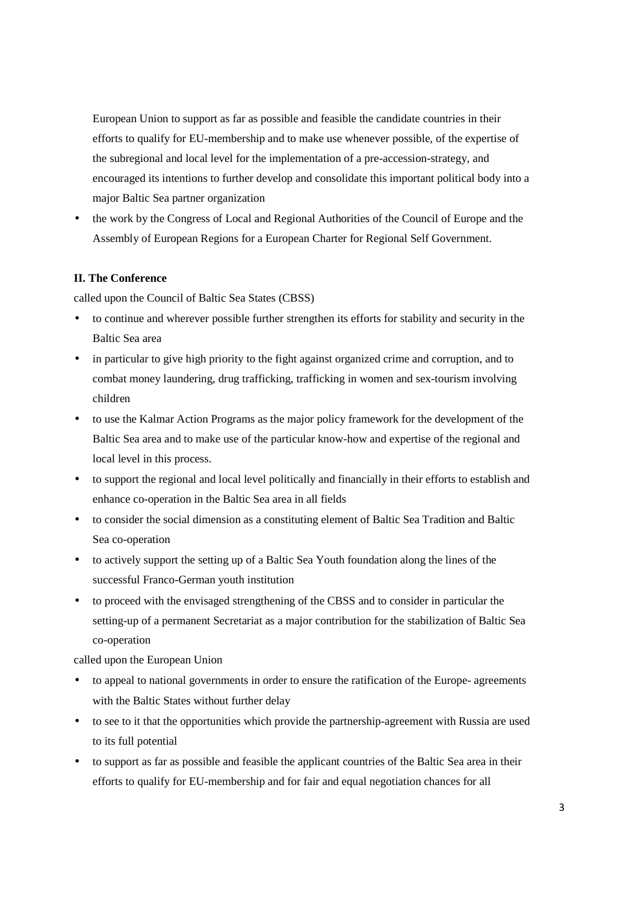European Union to support as far as possible and feasible the candidate countries in their efforts to qualify for EU-membership and to make use whenever possible, of the expertise of the subregional and local level for the implementation of a pre-accession-strategy, and encouraged its intentions to further develop and consolidate this important political body into a major Baltic Sea partner organization

- the work by the Congress of Local and Regional Authorities of the Council of Europe and the Assembly of European Regions for a European Charter for Regional Self Government.

**II. The Conference**

called upon the Council of Baltic Sea States (CBSS)

- to continue and wherever possible further strengthen its efforts for stability and security in the Baltic Sea area
- in particular to give high priority to the fight against organized crime and corruption, and to combat money laundering, drug trafficking, trafficking in women and sex-tourism involving children
- to use the Kalmar Action Programs as the major policy framework for the development of the Baltic Sea area and to make use of the particular know-how and expertise of the regional and local level in this process.
- to support the regional and local level politically and financially in their efforts to establish and enhance co-operation in the Baltic Sea area in all fields
- to consider the social dimension as a constituting element of Baltic Sea Tradition and Baltic Sea co-operation
- to actively support the setting up of a Baltic Sea Youth foundation along the lines of the successful Franco-German youth institution
- to proceed with the envisaged strengthening of the CBSS and to consider in particular the setting-up of a permanent Secretariat as a major contribution for the stabilization of Baltic Sea co-operation

called upon the European Union

- to appeal to national governments in order to ensure the ratification of the Europe- agreements with the Baltic States without further delay
- to see to it that the opportunities which provide the partnership-agreement with Russia are used to its full potential
- to support as far as possible and feasible the applicant countries of the Baltic Sea area in their efforts to qualify for EU-membership and for fair and equal negotiation chances for all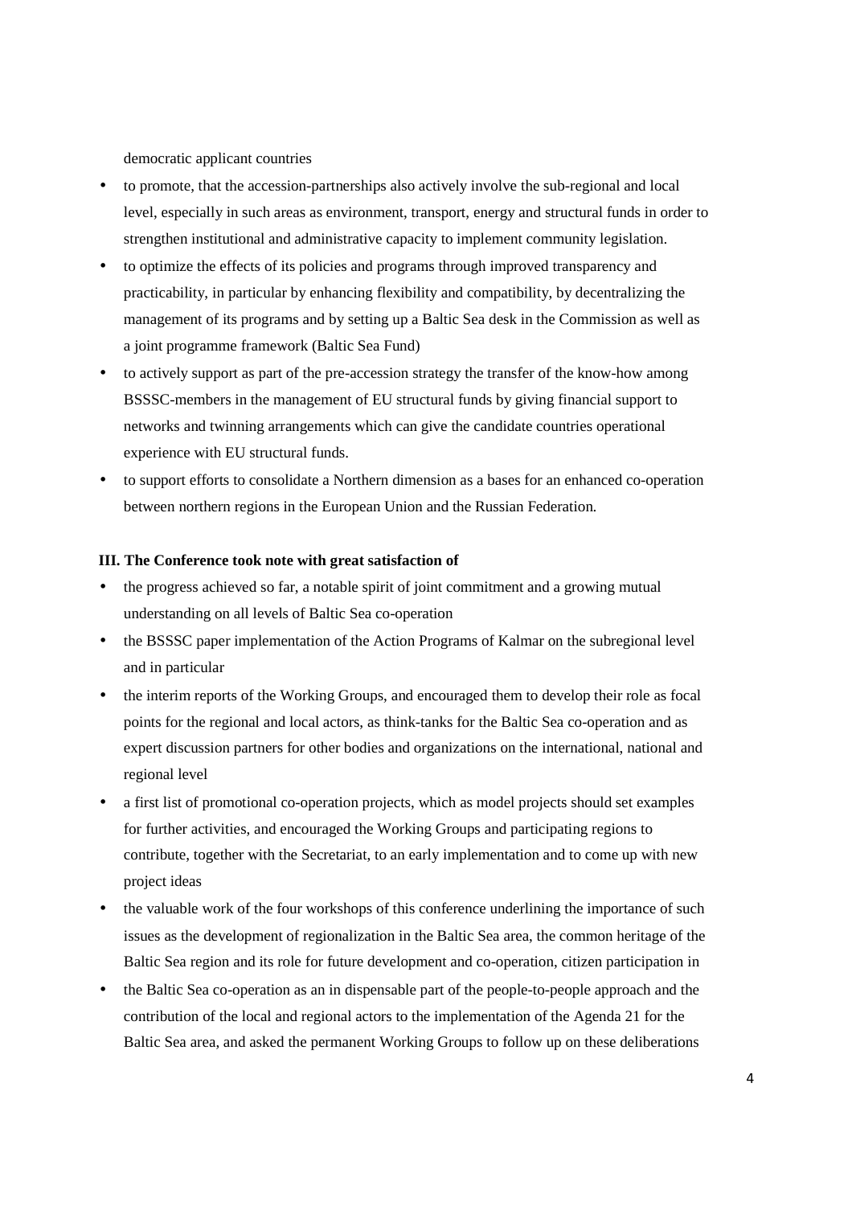democratic applicant countries

- to promote, that the accession-partnerships also actively involve the sub-regional and local level, especially in such areas as environment, transport, energy and structural funds in order to strengthen institutional and administrative capacity to implement community legislation.
- to optimize the effects of its policies and programs through improved transparency and practicability, in particular by enhancing flexibility and compatibility, by decentralizing the management of its programs and by setting up a Baltic Sea desk in the Commission as well as a joint programme framework (Baltic Sea Fund)
- to actively support as part of the pre-accession strategy the transfer of the know-how among BSSSC-members in the management of EU structural funds by giving financial support to networks and twinning arrangements which can give the candidate countries operational experience with EU structural funds.
- to support efforts to consolidate a Northern dimension as a bases for an enhanced co-operation between northern regions in the European Union and the Russian Federation.

**III. The Conference took note with great satisfaction of**

- the progress achieved so far, a notable spirit of joint commitment and a growing mutual understanding on all levels of Baltic Sea co-operation
- the BSSSC paper implementation of the Action Programs of Kalmar on the subregional level and in particular
- the interim reports of the Working Groups, and encouraged them to develop their role as focal points for the regional and local actors, as think-tanks for the Baltic Sea co-operation and as expert discussion partners for other bodies and organizations on the international, national and regional level
- a first list of promotional co-operation projects, which as model projects should set examples for further activities, and encouraged the Working Groups and participating regions to contribute, together with the Secretariat, to an early implementation and to come up with new project ideas
- the valuable work of the four workshops of this conference underlining the importance of such issues as the development of regionalization in the Baltic Sea area, the common heritage of the Baltic Sea region and its role for future development and co-operation, citizen participation in
- the Baltic Sea co-operation as an in dispensable part of the people-to-people approach and the contribution of the local and regional actors to the implementation of the Agenda 21 for the Baltic Sea area, and asked the permanent Working Groups to follow up on these deliberations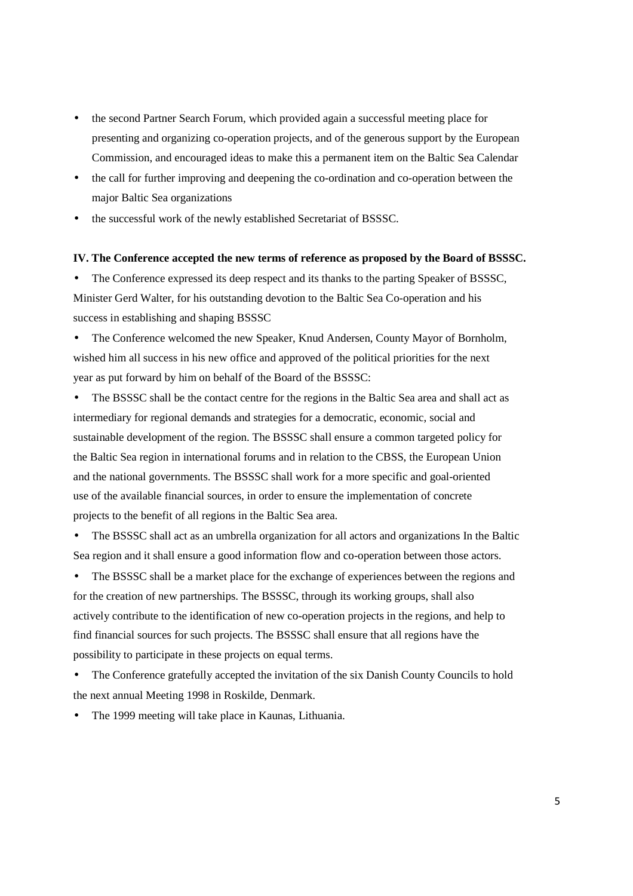- the second Partner Search Forum, which provided again a successful meeting place for presenting and organizing co-operation projects, and of the generous support by the European Commission, and encouraged ideas to make this a permanent item on the Baltic Sea Calendar
- the call for further improving and deepening the co-ordination and co-operation between the major Baltic Sea organizations
- the successful work of the newly established Secretariat of BSSSC.

**IV. The Conference accepted the new terms of reference as proposed by the Board of BSSSC.**

- The Conference expressed its deep respect and its thanks to the parting Speaker of BSSSC, Minister Gerd Walter, for his outstanding devotion to the Baltic Sea Co-operation and his success in establishing and shaping BSSSC
- The Conference welcomed the new Speaker, Knud Andersen, County Mayor of Bornholm, wished him all success in his new office and approved of the political priorities for the next year as put forward by him on behalf of the Board of the BSSSC:
- The BSSSC shall be the contact centre for the regions in the Baltic Sea area and shall act as intermediary for regional demands and strategies for a democratic, economic, social and sustainable development of the region. The BSSSC shall ensure a common targeted policy for the Baltic Sea region in international forums and in relation to the CBSS, the European Union and the national governments. The BSSSC shall work for a more specific and goal-oriented use of the available financial sources, in order to ensure the implementation of concrete projects to the benefit of all regions in the Baltic Sea area.
- The BSSSC shall act as an umbrella organization for all actors and organizations In the Baltic Sea region and it shall ensure a good information flow and co-operation between those actors.
- The BSSSC shall be a market place for the exchange of experiences between the regions and for the creation of new partnerships. The BSSSC, through its working groups, shall also actively contribute to the identification of new co-operation projects in the regions, and help to find financial sources for such projects. The BSSSC shall ensure that all regions have the possibility to participate in these projects on equal terms.
- The Conference gratefully accepted the invitation of the six Danish County Councils to hold the next annual Meeting 1998 in Roskilde, Denmark.
- The 1999 meeting will take place in Kaunas, Lithuania.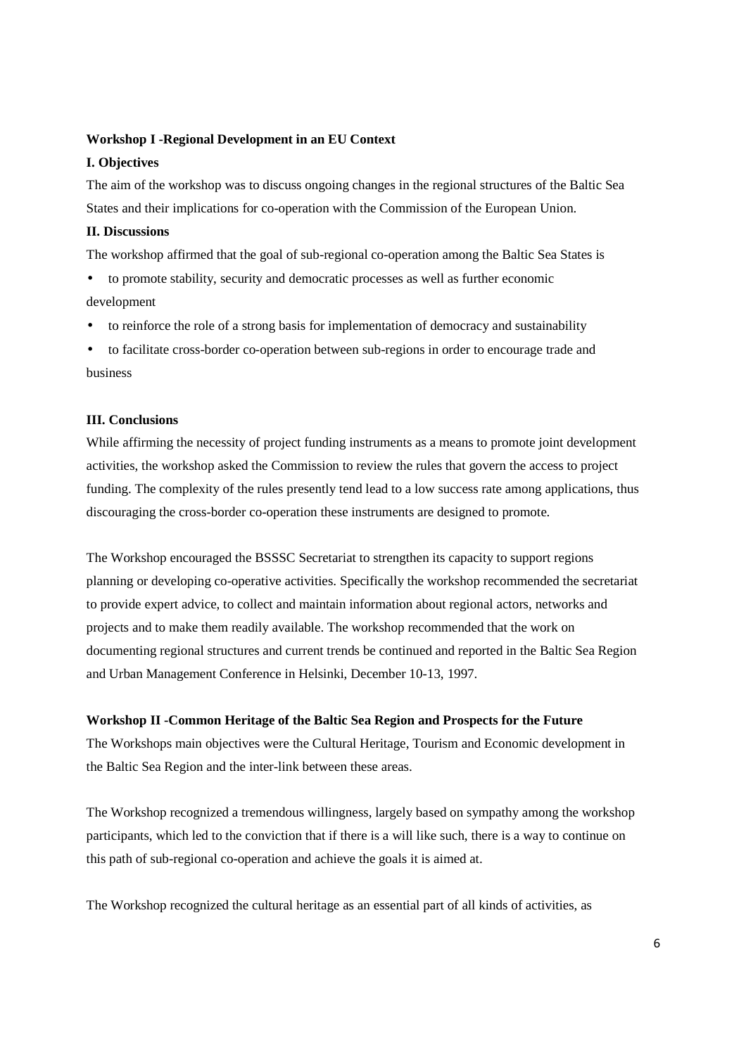**Workshop I -Regional Development in an EU Context**

**I. Objectives**

The aim of the workshop was to discuss ongoing changes in the regional structures of the Baltic Sea States and their implications for co-operation with the Commission of the European Union.

**II. Discussions**

The workshop affirmed that the goal of sub-regional co-operation among the Baltic Sea States is

- to promote stability, security and democratic processes as well as further economic development
- to reinforce the role of a strong basis for implementation of democracy and sustainability
- to facilitate cross-border co-operation between sub-regions in order to encourage trade and business

**III. Conclusions**

While affirming the necessity of project funding instruments as a means to promote joint development activities, the workshop asked the Commission to review the rules that govern the access to project funding. The complexity of the rules presently tend lead to a low success rate among applications, thus discouraging the cross-border co-operation these instruments are designed to promote.

The Workshop encouraged the BSSSC Secretariat to strengthen its capacity to support regions planning or developing co-operative activities. Specifically the workshop recommended the secretariat to provide expert advice, to collect and maintain information about regional actors, networks and projects and to make them readily available. The workshop recommended that the work on documenting regional structures and current trends be continued and reported in the Baltic Sea Region and Urban Management Conference in Helsinki, December 10-13, 1997.

**Workshop II -Common Heritage of the Baltic Sea Region and Prospects for the Future**

The Workshops main objectives were the Cultural Heritage, Tourism and Economic development in the Baltic Sea Region and the inter-link between these areas.

The Workshop recognized a tremendous willingness, largely based on sympathy among the workshop participants, which led to the conviction that if there is a will like such, there is a way to continue on this path of sub-regional co-operation and achieve the goals it is aimed at.

The Workshop recognized the cultural heritage as an essential part of all kinds of activities, as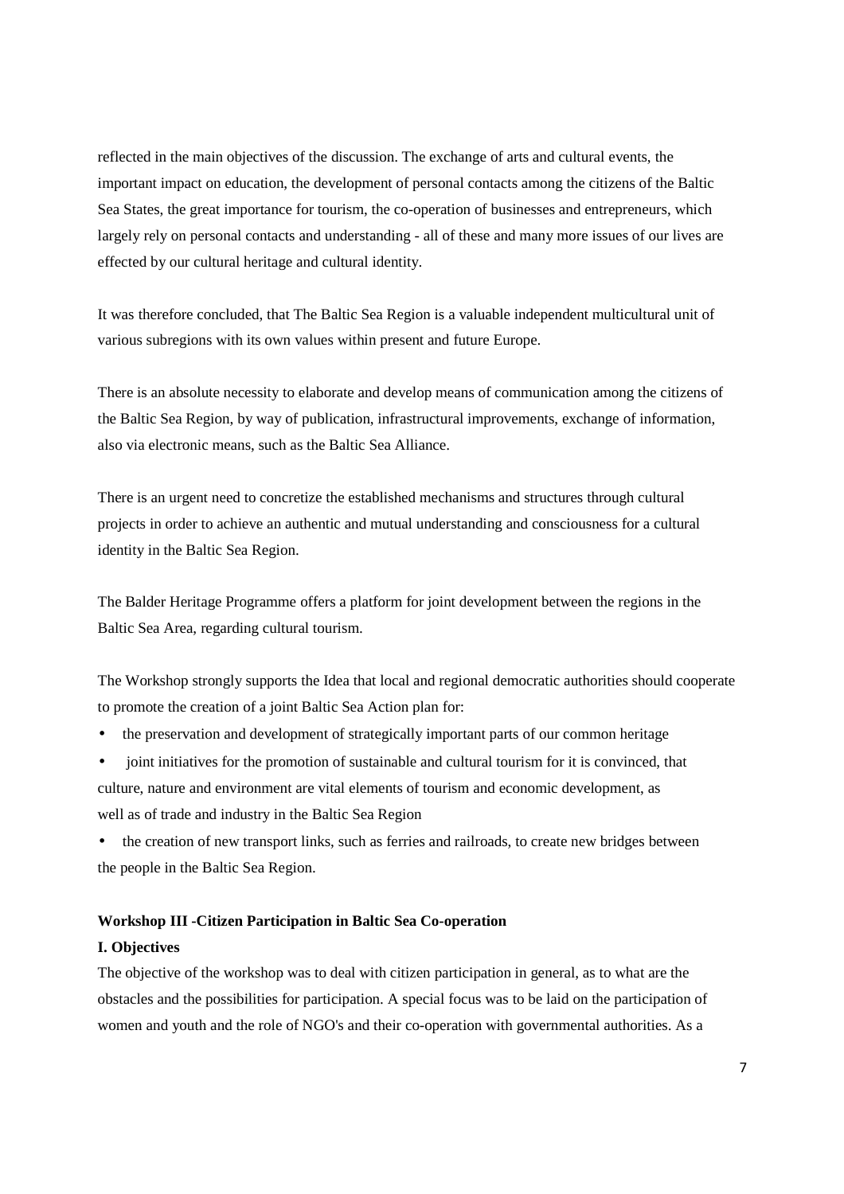reflected in the main objectives of the discussion. The exchange of arts and cultural events, the important impact on education, the development of personal contacts among the citizens of the Baltic Sea States, the great importance for tourism, the co-operation of businesses and entrepreneurs, which largely rely on personal contacts and understanding - all of these and many more issues of our lives are effected by our cultural heritage and cultural identity.

It was therefore concluded, that The Baltic Sea Region is a valuable independent multicultural unit of various subregions with its own values within present and future Europe.

There is an absolute necessity to elaborate and develop means of communication among the citizens of the Baltic Sea Region, by way of publication, infrastructural improvements, exchange of information, also via electronic means, such as the Baltic Sea Alliance.

There is an urgent need to concretize the established mechanisms and structures through cultural projects in order to achieve an authentic and mutual understanding and consciousness for a cultural identity in the Baltic Sea Region.

The Balder Heritage Programme offers a platform for joint development between the regions in the Baltic Sea Area, regarding cultural tourism.

The Workshop strongly supports the Idea that local and regional democratic authorities should cooperate to promote the creation of a joint Baltic Sea Action plan for:

- the preservation and development of strategically important parts of our common heritage
- joint initiatives for the promotion of sustainable and cultural tourism for it is convinced, that culture, nature and environment are vital elements of tourism and economic development, as well as of trade and industry in the Baltic Sea Region
- the creation of new transport links, such as ferries and railroads, to create new bridges between the people in the Baltic Sea Region.

**Workshop III -Citizen Participation in Baltic Sea Co-operation**

**I. Objectives**

The objective of the workshop was to deal with citizen participation in general, as to what are the obstacles and the possibilities for participation. A special focus was to be laid on the participation of women and youth and the role of NGO's and their co-operation with governmental authorities. As a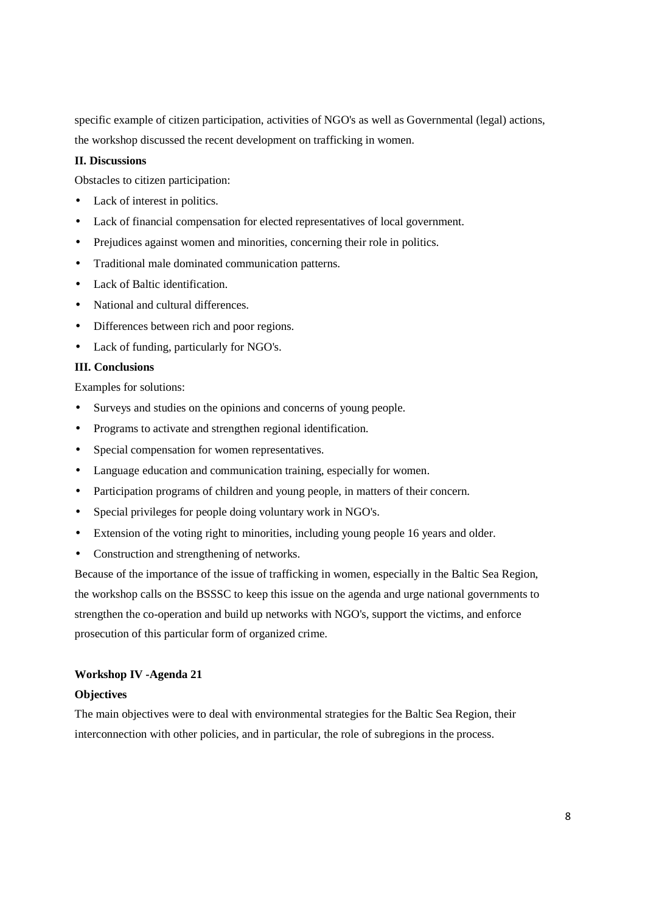specific example of citizen participation, activities of NGO's as well as Governmental (legal) actions, the workshop discussed the recent development on trafficking in women.

**II. Discussions**

Obstacles to citizen participation:

- Lack of interest in politics.
- Lack of financial compensation for elected representatives of local government.
- Prejudices against women and minorities, concerning their role in politics.
- Traditional male dominated communication patterns.
- Lack of Baltic identification.
- National and cultural differences.
- Differences between rich and poor regions.
- Lack of funding, particularly for NGO's.

**III. Conclusions**

Examples for solutions:

- Surveys and studies on the opinions and concerns of young people.
- Programs to activate and strengthen regional identification.
- Special compensation for women representatives.
- Language education and communication training, especially for women.
- Participation programs of children and young people, in matters of their concern.
- Special privileges for people doing voluntary work in NGO's.
- Extension of the voting right to minorities, including young people 16 years and older.
- Construction and strengthening of networks.

Because of the importance of the issue of trafficking in women, especially in the Baltic Sea Region, the workshop calls on the BSSSC to keep this issue on the agenda and urge national governments to strengthen the co-operation and build up networks with NGO's, support the victims, and enforce prosecution of this particular form of organized crime.

**Workshop IV -Agenda 21**

**Objectives**

The main objectives were to deal with environmental strategies for the Baltic Sea Region, their interconnection with other policies, and in particular, the role of subregions in the process.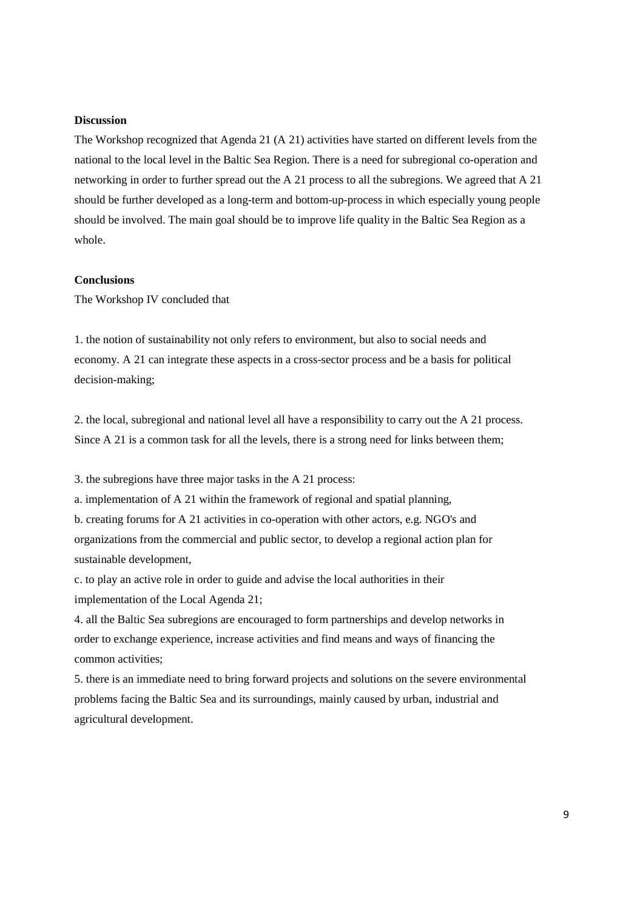**Discussion**

The Workshop recognized that Agenda 21 (A 21) activities have started on different levels from the national to the local level in the Baltic Sea Region. There is a need for subregional co-operation and networking in order to further spread out the A 21 process to all the subregions. We agreed that A 21 should be further developed as a long-term and bottom-up-process in which especially young people should be involved. The main goal should be to improve life quality in the Baltic Sea Region as a whole.

**Conclusions**

The Workshop IV concluded that

1. the notion of sustainability not only refers to environment, but also to social needs and economy. A 21 can integrate these aspects in a cross-sector process and be a basis for political decision-making;

2. the local, subregional and national level all have a responsibility to carry out the A 21 process. Since A 21 is a common task for all the levels, there is a strong need for links between them;

3. the subregions have three major tasks in the A 21 process:

a. implementation of A 21 within the framework of regional and spatial planning,

b. creating forums for A 21 activities in co-operation with other actors, e.g. NGO's and organizations from the commercial and public sector, to develop a regional action plan for sustainable development,

c. to play an active role in order to guide and advise the local authorities in their implementation of the Local Agenda 21;

4. all the Baltic Sea subregions are encouraged to form partnerships and develop networks in order to exchange experience, increase activities and find means and ways of financing the common activities;

5. there is an immediate need to bring forward projects and solutions on the severe environmental problems facing the Baltic Sea and its surroundings, mainly caused by urban, industrial and agricultural development.